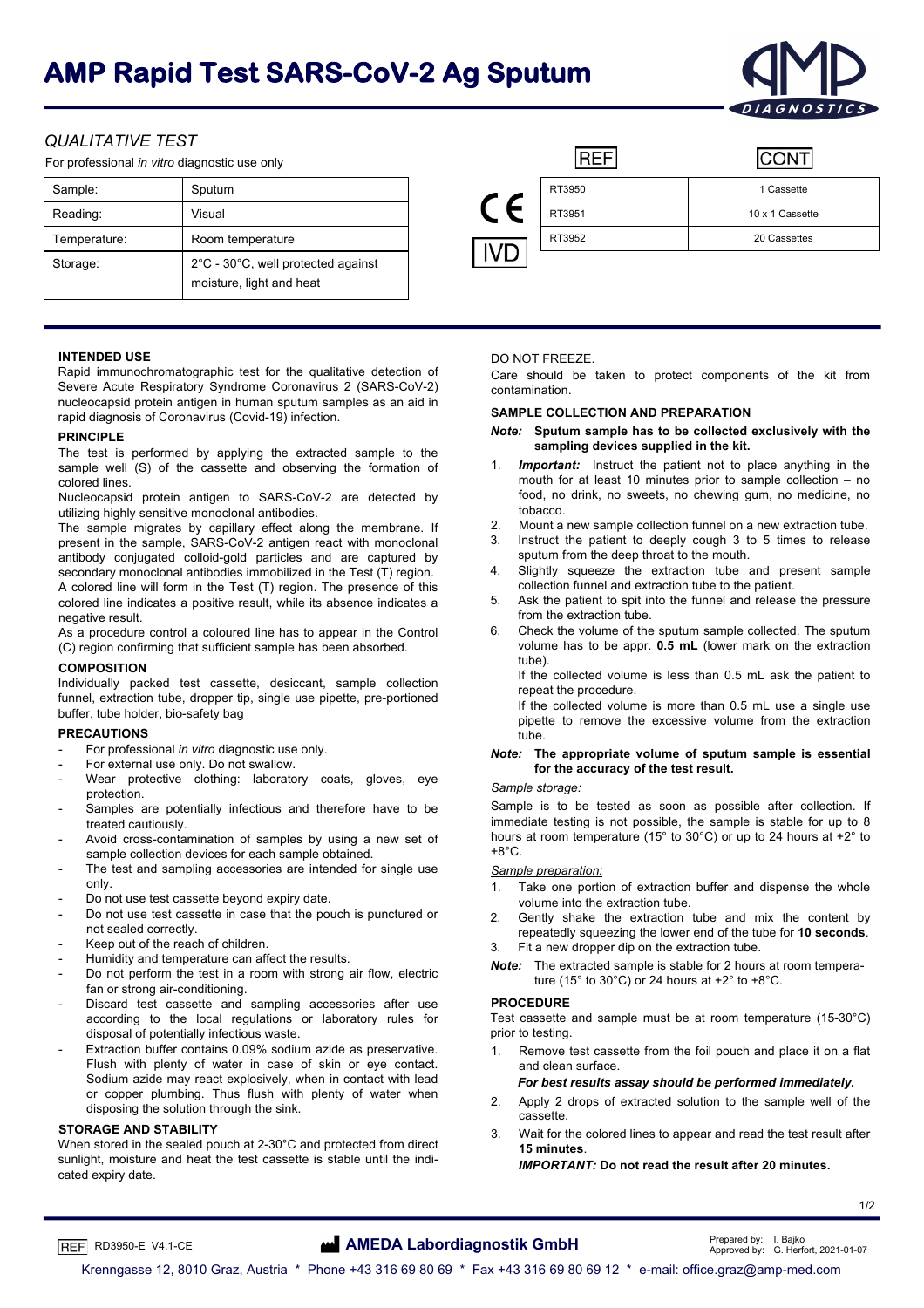# AMP Rapid Test SARS-CoV-2 Ag Sputum

*QUALITATIVE TEST*

For professional *in vitro* diagnostic use only

| Sample: | Sputum |
|---|---|
| Reading: | Visual |
| Temperature: | Room temperature |
| Storage: | 2°C - 30°C, well protected against moisture, light and heat |

CE IVD

| REF | CONT |
|---|---|
| RT3950 | 1 Cassette |
| RT3951 | 10 x 1 Cassette |
| RT3952 | 20 Cassettes |

## INTENDED USE

Rapid immunochromatographic test for the qualitative detection of Severe Acute Respiratory Syndrome Coronavirus 2 (SARS-CoV-2) nucleocapsid protein antigen in human sputum samples as an aid in rapid diagnosis of Coronavirus (Covid-19) infection.

## PRINCIPLE

The test is performed by applying the extracted sample to the sample well (S) of the cassette and observing the formation of colored lines.

Nucleocapsid protein antigen to SARS-CoV-2 are detected by utilizing highly sensitive monoclonal antibodies.

The sample migrates by capillary effect along the membrane. If present in the sample, SARS-CoV-2 antigen react with monoclonal antibody conjugated colloid-gold particles and are captured by secondary monoclonal antibodies immobilized in the Test (T) region. A colored line will form in the Test (T) region. The presence of this colored line indicates a positive result, while its absence indicates a negative result.

As a procedure control a coloured line has to appear in the Control (C) region confirming that sufficient sample has been absorbed.

## COMPOSITION

Individually packed test cassette, desiccant, sample collection funnel, extraction tube, dropper tip, single use pipette, pre-portioned buffer, tube holder, bio-safety bag

## PRECAUTIONS

- For professional *in vitro* diagnostic use only.
- For external use only. Do not swallow.
- Wear protective clothing: laboratory coats, gloves, eye protection.
- Samples are potentially infectious and therefore have to be treated cautiously.
- Avoid cross-contamination of samples by using a new set of sample collection devices for each sample obtained.
- The test and sampling accessories are intended for single use only.
- Do not use test cassette beyond expiry date.
- Do not use test cassette in case that the pouch is punctured or not sealed correctly.
- Keep out of the reach of children.
- Humidity and temperature can affect the results.
- Do not perform the test in a room with strong air flow, electric fan or strong air-conditioning.
- Discard test cassette and sampling accessories after use according to the local regulations or laboratory rules for disposal of potentially infectious waste.
- Extraction buffer contains 0.09% sodium azide as preservative. Flush with plenty of water in case of skin or eye contact. Sodium azide may react explosively, when in contact with lead or copper plumbing. Thus flush with plenty of water when disposing the solution through the sink.

## STORAGE AND STABILITY

When stored in the sealed pouch at 2-30°C and protected from direct sunlight, moisture and heat the test cassette is stable until the indicated expiry date.

DO NOT FREEZE.

Care should be taken to protect components of the kit from contamination.

## SAMPLE COLLECTION AND PREPARATION

***Note:*** **Sputum sample has to be collected exclusively with the sampling devices supplied in the kit.**

1. ***Important:*** Instruct the patient not to place anything in the mouth for at least 10 minutes prior to sample collection – no food, no drink, no sweets, no chewing gum, no medicine, no tobacco.
2. Mount a new sample collection funnel on a new extraction tube.
3. Instruct the patient to deeply cough 3 to 5 times to release sputum from the deep throat to the mouth.
4. Slightly squeeze the extraction tube and present sample collection funnel and extraction tube to the patient.
5. Ask the patient to spit into the funnel and release the pressure from the extraction tube.
6. Check the volume of the sputum sample collected. The sputum volume has to be appr. **0.5 mL** (lower mark on the extraction tube).
   If the collected volume is less than 0.5 mL ask the patient to repeat the procedure.
   If the collected volume is more than 0.5 mL use a single use pipette to remove the excessive volume from the extraction tube.

***Note:*** **The appropriate volume of sputum sample is essential for the accuracy of the test result.**

*Sample storage:*

Sample is to be tested as soon as possible after collection. If immediate testing is not possible, the sample is stable for up to 8 hours at room temperature (15° to 30°C) or up to 24 hours at +2° to +8°C.

*Sample preparation:*

1. Take one portion of extraction buffer and dispense the whole volume into the extraction tube.
2. Gently shake the extraction tube and mix the content by repeatedly squeezing the lower end of the tube for **10 seconds**.
3. Fit a new dropper dip on the extraction tube.

***Note:*** The extracted sample is stable for 2 hours at room temperature (15° to 30°C) or 24 hours at +2° to +8°C.

## PROCEDURE

Test cassette and sample must be at room temperature (15-30°C) prior to testing.

1. Remove test cassette from the foil pouch and place it on a flat and clean surface.
   ***For best results assay should be performed immediately.***
2. Apply 2 drops of extracted solution to the sample well of the cassette.
3. Wait for the colored lines to appear and read the test result after **15 minutes**.
   ***IMPORTANT:*** **Do not read the result after 20 minutes.**

REF RD3950-E V4.1-CE

**AMEDA Labordiagnostik GmbH**

Prepared by: I. Bajko
Approved by: G. Herfort, 2021-01-07

Krenngasse 12, 8010 Graz, Austria * Phone +43 316 69 80 69 * Fax +43 316 69 80 69 12 * e-mail: office.graz@amp-med.com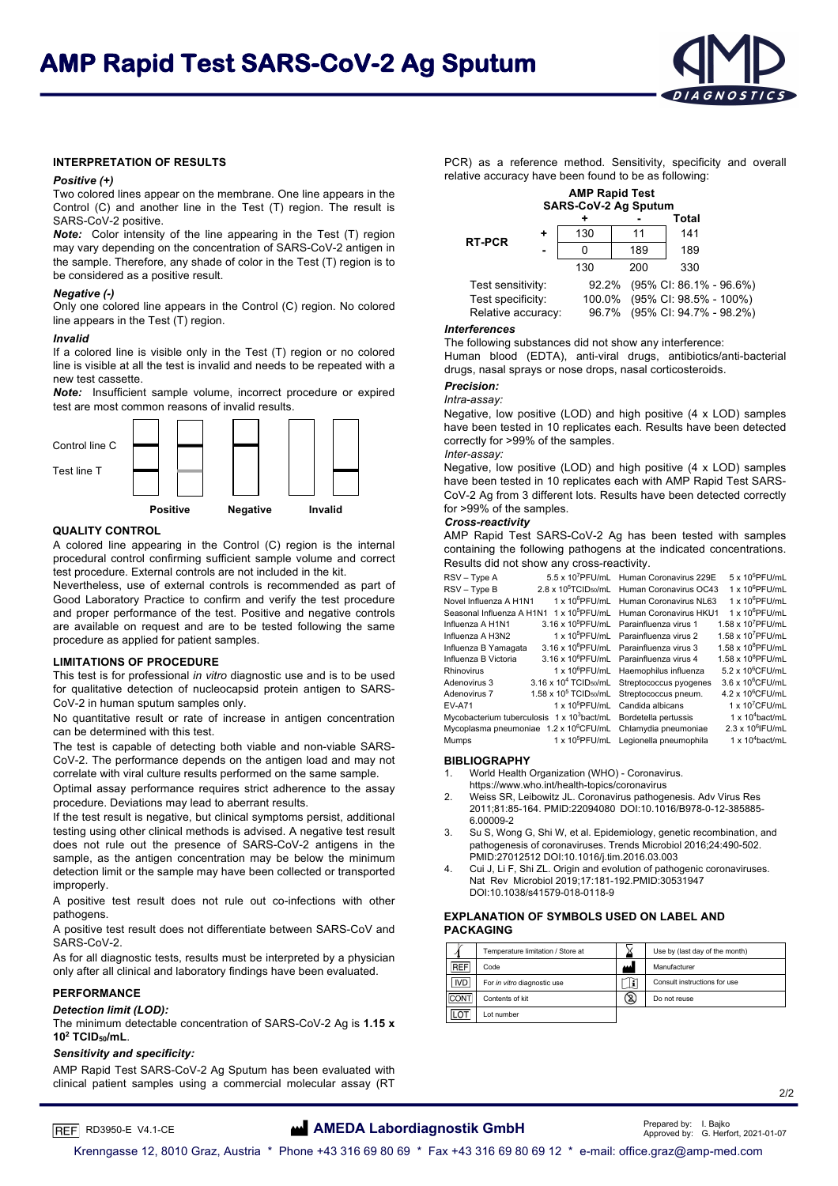# AMP Rapid Test SARS-CoV-2 Ag Sputum

## INTERPRETATION OF RESULTS

### *Positive (+)*

Two colored lines appear on the membrane. One line appears in the Control (C) region and another line in the Test (T) region. The result is SARS-CoV-2 positive.

***Note:*** Color intensity of the line appearing in the Test (T) region may vary depending on the concentration of SARS-CoV-2 antigen in the sample. Therefore, any shade of color in the Test (T) region is to be considered as a positive result.

### *Negative (-)*

Only one colored line appears in the Control (C) region. No colored line appears in the Test (T) region.

### *Invalid*

If a colored line is visible only in the Test (T) region or no colored line is visible at all the test is invalid and needs to be repeated with a new test cassette.

***Note:*** Insufficient sample volume, incorrect procedure or expired test are most common reasons of invalid results.

Control line C

Test line T

Positive    Negative    Invalid

## QUALITY CONTROL

A colored line appearing in the Control (C) region is the internal procedural control confirming sufficient sample volume and correct test procedure. External controls are not included in the kit.

Nevertheless, use of external controls is recommended as part of Good Laboratory Practice to confirm and verify the test procedure and proper performance of the test. Positive and negative controls are available on request and are to be tested following the same procedure as applied for patient samples.

## LIMITATIONS OF PROCEDURE

This test is for professional *in vitro* diagnostic use and is to be used for qualitative detection of nucleocapsid protein antigen to SARS-CoV-2 in human sputum samples only.

No quantitative result or rate of increase in antigen concentration can be determined with this test.

The test is capable of detecting both viable and non-viable SARS-CoV-2. The performance depends on the antigen load and may not correlate with viral culture results performed on the same sample.

Optimal assay performance requires strict adherence to the assay procedure. Deviations may lead to aberrant results.

If the test result is negative, but clinical symptoms persist, additional testing using other clinical methods is advised. A negative test result does not rule out the presence of SARS-CoV-2 antigens in the sample, as the antigen concentration may be below the minimum detection limit or the sample may have been collected or transported improperly.

A positive test result does not rule out co-infections with other pathogens.

A positive test result does not differentiate between SARS-CoV and SARS-CoV-2.

As for all diagnostic tests, results must be interpreted by a physician only after all clinical and laboratory findings have been evaluated.

## PERFORMANCE

### *Detection limit (LOD):*

The minimum detectable concentration of SARS-CoV-2 Ag is **1.15 x $10^2$ $TCID_{50}$/mL**.

### *Sensitivity and specificity:*

AMP Rapid Test SARS-CoV-2 Ag Sputum has been evaluated with clinical patient samples using a commercial molecular assay (RT PCR) as a reference method. Sensitivity, specificity and overall relative accuracy have been found to be as following:

| | | AMP Rapid Test SARS-CoV-2 Ag Sputum + | AMP Rapid Test SARS-CoV-2 Ag Sputum - | Total |
|---|---|---|---|---|
| RT-PCR | + | 130 | 11 | 141 |
| | - | 0 | 189 | 189 |
| | | 130 | 200 | 330 |

| | | |
|---|---|---|
| Test sensitivity: | 92.2% | (95% CI: 86.1% - 96.6%) |
| Test specificity: | 100.0% | (95% CI: 98.5% - 100%) |
| Relative accuracy: | 96.7% | (95% CI: 94.7% - 98.2%) |

### *Interferences*

The following substances did not show any interference:
Human blood (EDTA), anti-viral drugs, antibiotics/anti-bacterial drugs, nasal sprays or nose drops, nasal corticosteroids.

### *Precision:*

*Intra-assay:*

Negative, low positive (LOD) and high positive (4 x LOD) samples have been tested in 10 replicates each. Results have been detected correctly for >99% of the samples.

*Inter-assay:*

Negative, low positive (LOD) and high positive (4 x LOD) samples have been tested in 10 replicates each with AMP Rapid Test SARS-CoV-2 Ag from 3 different lots. Results have been detected correctly for >99% of the samples.

### *Cross-reactivity*

AMP Rapid Test SARS-CoV-2 Ag has been tested with samples containing the following pathogens at the indicated concentrations. Results did not show any cross-reactivity.

| | | | |
|---|---|---|---|
| RSV – Type A | 5.5 x $10^7$PFU/mL | Human Coronavirus 229E | 5 x $10^5$PFU/mL |
| RSV – Type B | 2.8 x $10^5$$TCID_{50}$/mL | Human Coronavirus OC43 | 1 x $10^6$PFU/mL |
| Novel Influenza A H1N1 | 1 x $10^6$PFU/mL | Human Coronavirus NL63 | 1 x $10^6$PFU/mL |
| Seasonal Influenza A H1N1 | 1 x $10^5$PFU/mL | Human Coronavirus HKU1 | 1 x $10^6$PFU/mL |
| Influenza A H1N1 | 3.16 x $10^5$PFU/mL | Parainfluenza virus 1 | 1.58 x $10^7$PFU/mL |
| Influenza A H3N2 | 1 x $10^5$PFU/mL | Parainfluenza virus 2 | 1.58 x $10^7$PFU/mL |
| Influenza B Yamagata | 3.16 x $10^6$PFU/mL | Parainfluenza virus 3 | 1.58 x $10^8$PFU/mL |
| Influenza B Victoria | 3.16 x $10^6$PFU/mL | Parainfluenza virus 4 | 1.58 x $10^8$PFU/mL |
| Rhinovirus | 1 x $10^6$PFU/mL | Haemophilus influenza | 5.2 x $10^6$CFU/mL |
| Adenovirus 3 | 3.16 x $10^4$ $TCID_{50}$/mL | Streptococcus pyogenes | 3.6 x $10^6$CFU/mL |
| Adenovirus 7 | 1.58 x $10^5$ $TCID_{50}$/mL | Streptococcus pneum. | 4.2 x $10^6$CFU/mL |
| EV-A71 | 1 x $10^5$PFU/mL | Candida albicans | 1 x $10^7$CFU/mL |
| Mycobacterium tuberculosis | 1 x $10^3$bact/mL | Bordetella pertussis | 1 x $10^4$bact/mL |
| Mycoplasma pneumoniae | 1.2 x $10^6$CFU/mL | Chlamydia pneumoniae | 2.3 x $10^6$IFU/mL |
| Mumps | 1 x $10^5$PFU/mL | Legionella pneumophila | 1 x $10^4$bact/mL |

## BIBLIOGRAPHY

1. World Health Organization (WHO) - Coronavirus. https://www.who.int/health-topics/coronavirus
2. Weiss SR, Leibowitz JL. Coronavirus pathogenesis. Adv Virus Res 2011;81:85-164. PMID:22094080 DOI:10.1016/B978-0-12-385885-6.00009-2
3. Su S, Wong G, Shi W, et al. Epidemiology, genetic recombination, and pathogenesis of coronaviruses. Trends Microbiol 2016;24:490-502. PMID:27012512 DOI:10.1016/j.tim.2016.03.003
4. Cui J, Li F, Shi ZL. Origin and evolution of pathogenic coronaviruses. Nat Rev Microbiol 2019;17:181-192.PMID:30531947 DOI:10.1038/s41579-018-0118-9

## EXPLANATION OF SYMBOLS USED ON LABEL AND PACKAGING

| | | | |
|---|---|---|---|
| | Temperature limitation / Store at | | Use by (last day of the month) |
| REF | Code | | Manufacturer |
| IVD | For *in vitro* diagnostic use | | Consult instructions for use |
| CONT | Contents of kit | | Do not reuse |
| LOT | Lot number | | |

REF RD3950-E V4.1-CE

**AMEDA Labordiagnostik GmbH**

Prepared by: I. Bajko
Approved by: G. Herfort, 2021-01-07

Krenngasse 12, 8010 Graz, Austria * Phone +43 316 69 80 69 * Fax +43 316 69 80 69 12 * e-mail: office.graz@amp-med.com